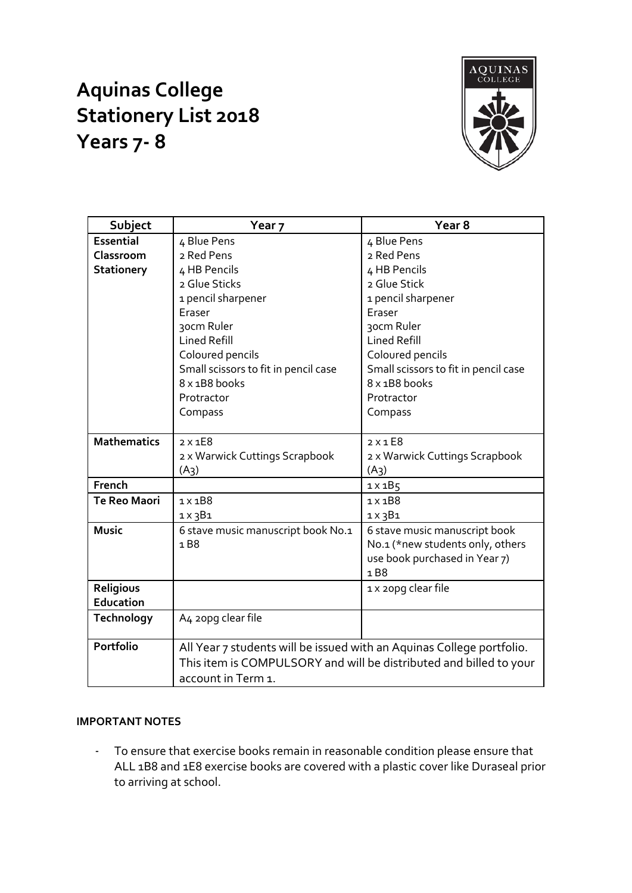# Aquinas College
# Stationery List 2018
# Years 7- 8

| Subject | Year 7 | Year 8 |
|---|---|---|
| **Essential Classroom Stationery** | 4 Blue Pens<br>2 Red Pens<br>4 HB Pencils<br>2 Glue Sticks<br>1 pencil sharpener<br>Eraser<br>30cm Ruler<br>Lined Refill<br>Coloured pencils<br>Small scissors to fit in pencil case<br>8 x 1B8 books<br>Protractor<br>Compass | 4 Blue Pens<br>2 Red Pens<br>4 HB Pencils<br>2 Glue Stick<br>1 pencil sharpener<br>Eraser<br>30cm Ruler<br>Lined Refill<br>Coloured pencils<br>Small scissors to fit in pencil case<br>8 x 1B8 books<br>Protractor<br>Compass |
| **Mathematics** | 2 x 1E8<br>2 x Warwick Cuttings Scrapbook (A3) | 2 x 1 E8<br>2 x Warwick Cuttings Scrapbook (A3) |
| **French** | | 1 x 1B5 |
| **Te Reo Maori** | 1 x 1B8<br>1 x 3B1 | 1 x 1B8<br>1 x 3B1 |
| **Music** | 6 stave music manuscript book No.1<br>1 B8 | 6 stave music manuscript book No.1 (*new students only, others use book purchased in Year 7)<br>1 B8 |
| **Religious Education** | | 1 x 20pg clear file |
| **Technology** | A4 20pg clear file | |
| **Portfolio** | All Year 7 students will be issued with an Aquinas College portfolio. This item is COMPULSORY and will be distributed and billed to your account in Term 1. | |

**IMPORTANT NOTES**

- To ensure that exercise books remain in reasonable condition please ensure that ALL 1B8 and 1E8 exercise books are covered with a plastic cover like Duraseal prior to arriving at school.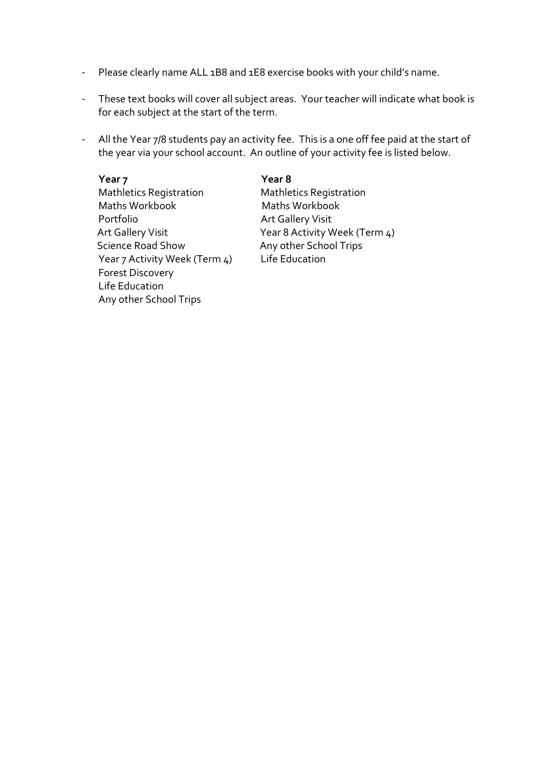- Please clearly name ALL 1B8 and 1E8 exercise books with your child's name.
- These text books will cover all subject areas. Your teacher will indicate what book is for each subject at the start of the term.
- All the Year 7/8 students pay an activity fee. This is a one off fee paid at the start of the year via your school account. An outline of your activity fee is listed below.

| **Year 7** | **Year 8** |
|---|---|
| Mathletics Registration | Mathletics Registration |
| Maths Workbook | Maths Workbook |
| Portfolio | Art Gallery Visit |
| Art Gallery Visit | Year 8 Activity Week (Term 4) |
| Science Road Show | Any other School Trips |
| Year 7 Activity Week (Term 4) | Life Education |
| Forest Discovery | |
| Life Education | |
| Any other School Trips | |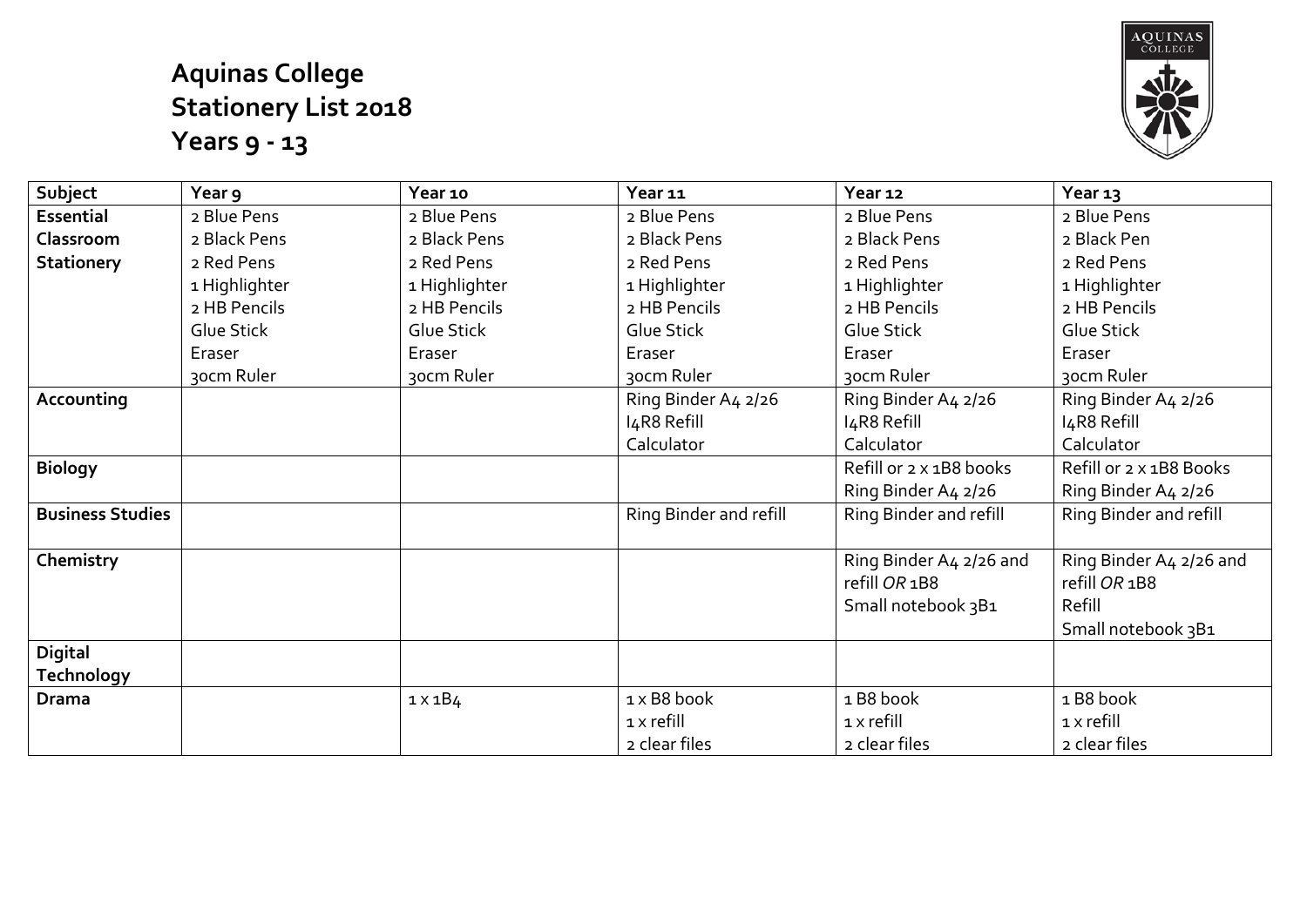# Aquinas College
# Stationery List 2018
# Years 9 - 13

| Subject | Year 9 | Year 10 | Year 11 | Year 12 | Year 13 |
|---|---|---|---|---|---|
| **Essential Classroom Stationery** | 2 Blue Pens<br>2 Black Pens<br>2 Red Pens<br>1 Highlighter<br>2 HB Pencils<br>Glue Stick<br>Eraser<br>30cm Ruler | 2 Blue Pens<br>2 Black Pens<br>2 Red Pens<br>1 Highlighter<br>2 HB Pencils<br>Glue Stick<br>Eraser<br>30cm Ruler | 2 Blue Pens<br>2 Black Pens<br>2 Red Pens<br>1 Highlighter<br>2 HB Pencils<br>Glue Stick<br>Eraser<br>30cm Ruler | 2 Blue Pens<br>2 Black Pens<br>2 Red Pens<br>1 Highlighter<br>2 HB Pencils<br>Glue Stick<br>Eraser<br>30cm Ruler | 2 Blue Pens<br>2 Black Pen<br>2 Red Pens<br>1 Highlighter<br>2 HB Pencils<br>Glue Stick<br>Eraser<br>30cm Ruler |
| **Accounting** | | | Ring Binder A4 2/26<br>I4R8 Refill<br>Calculator | Ring Binder A4 2/26<br>I4R8 Refill<br>Calculator | Ring Binder A4 2/26<br>I4R8 Refill<br>Calculator |
| **Biology** | | | | Refill or 2 x 1B8 books<br>Ring Binder A4 2/26 | Refill or 2 x 1B8 Books<br>Ring Binder A4 2/26 |
| **Business Studies** | | | Ring Binder and refill | Ring Binder and refill | Ring Binder and refill |
| **Chemistry** | | | | Ring Binder A4 2/26 and refill *OR* 1B8<br>Small notebook 3B1 | Ring Binder A4 2/26 and refill *OR* 1B8<br>Refill<br>Small notebook 3B1 |
| **Digital Technology** | | | | | |
| **Drama** | | 1 x 1B4 | 1 x B8 book<br>1 x refill<br>2 clear files | 1 B8 book<br>1 x refill<br>2 clear files | 1 B8 book<br>1 x refill<br>2 clear files |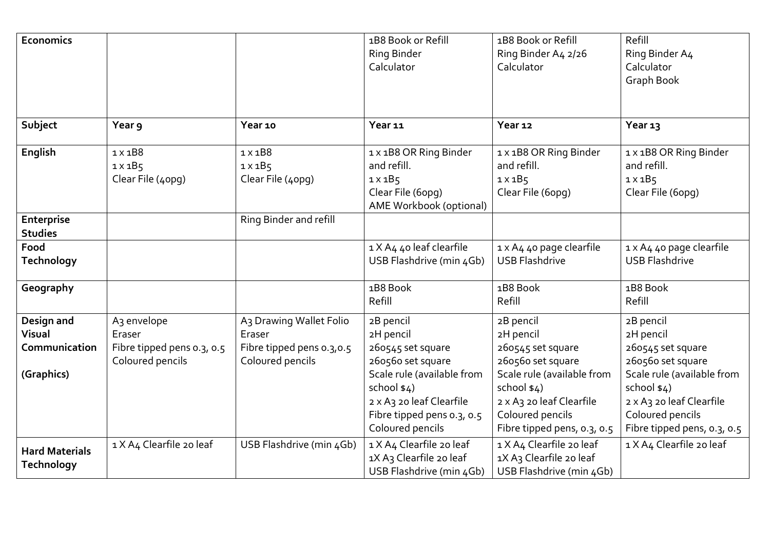| Economics | | | 1B8 Book or Refill<br>Ring Binder<br>Calculator | 1B8 Book or Refill<br>Ring Binder A4 2/26<br>Calculator | Refill<br>Ring Binder A4<br>Calculator<br>Graph Book |
|---|---|---|---|---|---|
| **Subject** | **Year 9** | **Year 10** | **Year 11** | **Year 12** | **Year 13** |
| **English** | 1 x 1B8<br>1 x 1B5<br>Clear File (40pg) | 1 x 1B8<br>1 x 1B5<br>Clear File (40pg) | 1 x 1B8 OR Ring Binder and refill.<br>1 x 1B5<br>Clear File (60pg)<br>AME Workbook (optional) | 1 x 1B8 OR Ring Binder and refill.<br>1 x 1B5<br>Clear File (60pg) | 1 x 1B8 OR Ring Binder and refill.<br>1 x 1B5<br>Clear File (60pg) |
| **Enterprise Studies** | | Ring Binder and refill | | | |
| **Food Technology** | | | 1 X A4 40 leaf clearfile<br>USB Flashdrive (min 4Gb) | 1 x A4 40 page clearfile<br>USB Flashdrive | 1 x A4 40 page clearfile<br>USB Flashdrive |
| **Geography** | | | 1B8 Book<br>Refill | 1B8 Book<br>Refill | 1B8 Book<br>Refill |
| **Design and Visual Communication**<br><br>**(Graphics)** | A3 envelope<br>Eraser<br>Fibre tipped pens 0.3, 0.5<br>Coloured pencils | A3 Drawing Wallet Folio<br>Eraser<br>Fibre tipped pens 0.3,0.5<br>Coloured pencils | 2B pencil<br>2H pencil<br>260545 set square<br>260560 set square<br>Scale rule (available from school $4)<br>2 x A3 20 leaf Clearfile<br>Fibre tipped pens 0.3, 0.5<br>Coloured pencils | 2B pencil<br>2H pencil<br>260545 set square<br>260560 set square<br>Scale rule (available from school $4)<br>2 x A3 20 leaf Clearfile<br>Coloured pencils<br>Fibre tipped pens, 0.3, 0.5 | 2B pencil<br>2H pencil<br>260545 set square<br>260560 set square<br>Scale rule (available from school $4)<br>2 x A3 20 leaf Clearfile<br>Coloured pencils<br>Fibre tipped pens, 0.3, 0.5 |
| **Hard Materials Technology** | 1 X A4 Clearfile 20 leaf | USB Flashdrive (min 4Gb) | 1 X A4 Clearfile 20 leaf<br>1X A3 Clearfile 20 leaf<br>USB Flashdrive (min 4Gb) | 1 X A4 Clearfile 20 leaf<br>1X A3 Clearfile 20 leaf<br>USB Flashdrive (min 4Gb) | 1 X A4 Clearfile 20 leaf |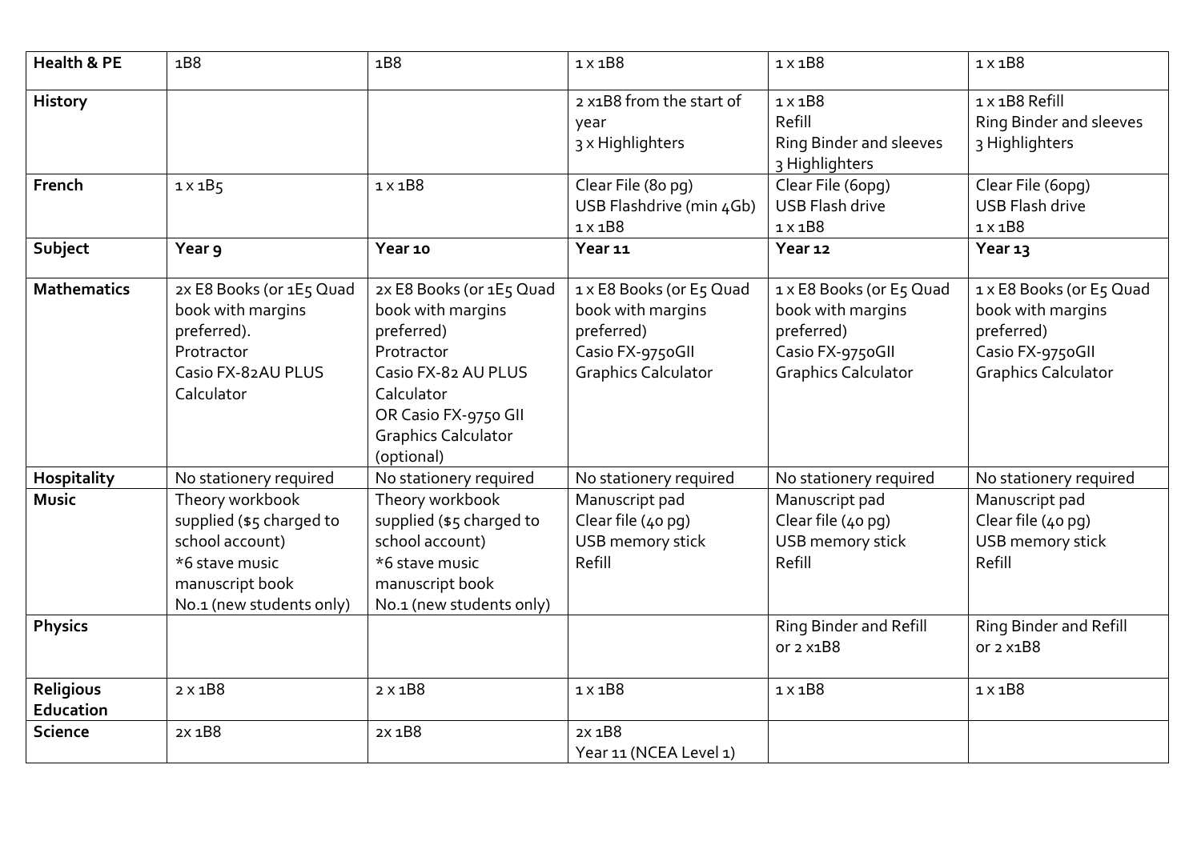| Health & PE | 1B8 | 1B8 | 1 x 1B8 | 1 x 1B8 | 1 x 1B8 |
|---|---|---|---|---|---|
| **History** | | | 2 x1B8 from the start of year<br>3 x Highlighters | 1 x 1B8<br>Refill<br>Ring Binder and sleeves<br>3 Highlighters | 1 x 1B8 Refill<br>Ring Binder and sleeves<br>3 Highlighters |
| **French** | 1 x 1B5 | 1 x 1B8 | Clear File (80 pg)<br>USB Flashdrive (min 4Gb)<br>1 x 1B8 | Clear File (60pg)<br>USB Flash drive<br>1 x 1B8 | Clear File (60pg)<br>USB Flash drive<br>1 x 1B8 |
| **Subject** | **Year 9** | **Year 10** | **Year 11** | **Year 12** | **Year 13** |
| **Mathematics** | 2x E8 Books (or 1E5 Quad book with margins preferred).<br>Protractor<br>Casio FX-82AU PLUS Calculator | 2x E8 Books (or 1E5 Quad book with margins preferred)<br>Protractor<br>Casio FX-82 AU PLUS Calculator<br>OR Casio FX-9750 GII Graphics Calculator (optional) | 1 x E8 Books (or E5 Quad book with margins preferred)<br>Casio FX-9750GII Graphics Calculator | 1 x E8 Books (or E5 Quad book with margins preferred)<br>Casio FX-9750GII Graphics Calculator | 1 x E8 Books (or E5 Quad book with margins preferred)<br>Casio FX-9750GII Graphics Calculator |
| **Hospitality** | No stationery required | No stationery required | No stationery required | No stationery required | No stationery required |
| **Music** | Theory workbook supplied ($5 charged to school account)<br>*6 stave music manuscript book No.1 (new students only) | Theory workbook supplied ($5 charged to school account)<br>*6 stave music manuscript book No.1 (new students only) | Manuscript pad<br>Clear file (40 pg)<br>USB memory stick<br>Refill | Manuscript pad<br>Clear file (40 pg)<br>USB memory stick<br>Refill | Manuscript pad<br>Clear file (40 pg)<br>USB memory stick<br>Refill |
| **Physics** | | | | Ring Binder and Refill or 2 x1B8 | Ring Binder and Refill or 2 x1B8 |
| **Religious Education** | 2 x 1B8 | 2 x 1B8 | 1 x 1B8 | 1 x 1B8 | 1 x 1B8 |
| **Science** | 2x 1B8 | 2x 1B8 | 2x 1B8<br>Year 11 (NCEA Level 1) | | |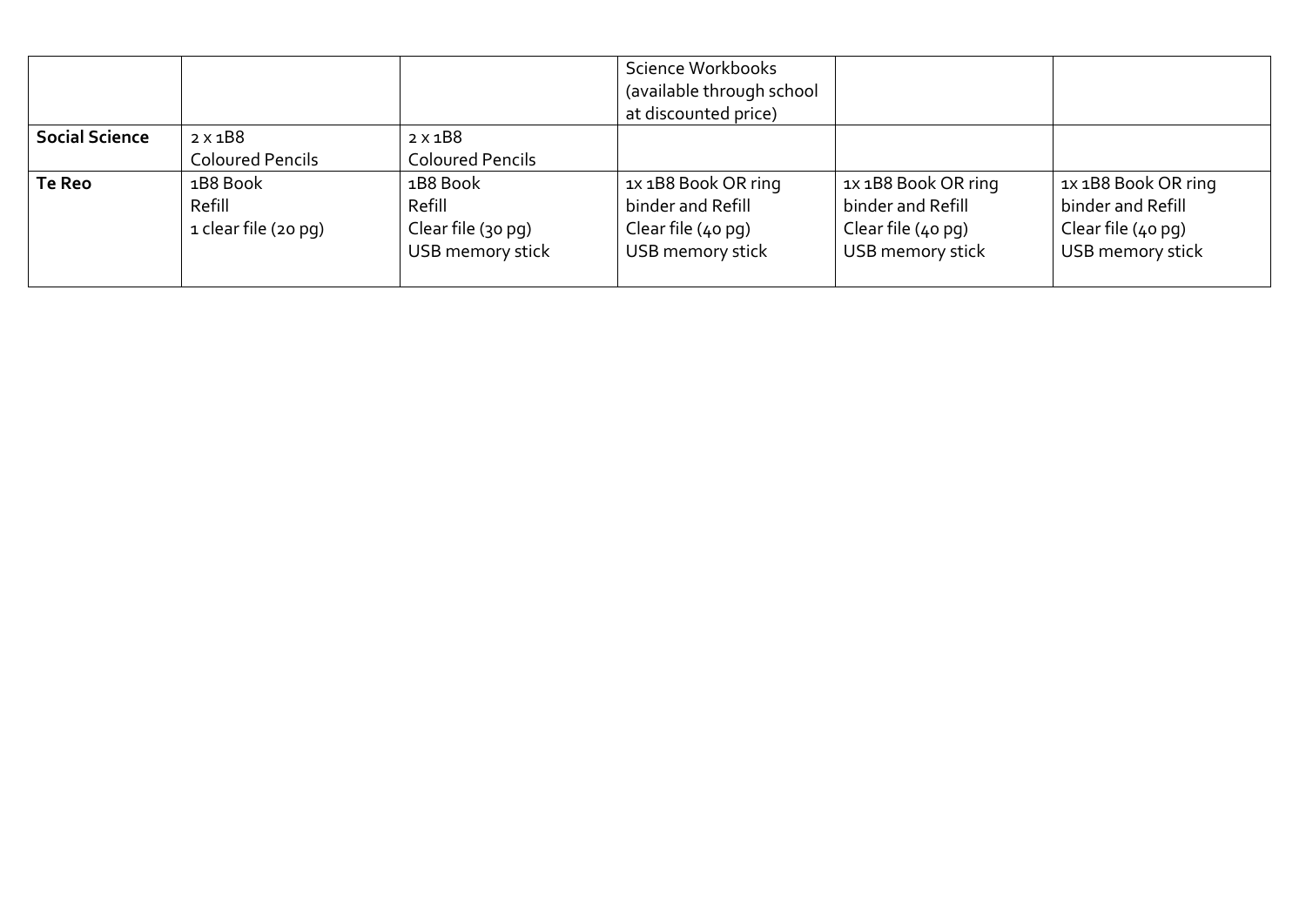| | | | | | |
|---|---|---|---|---|---|
| | | | Science Workbooks (available through school at discounted price) | | |
| **Social Science** | 2 x 1B8<br>Coloured Pencils | 2 x 1B8<br>Coloured Pencils | | | |
| **Te Reo** | 1B8 Book<br>Refill<br>1 clear file (20 pg) | 1B8 Book<br>Refill<br>Clear file (30 pg)<br>USB memory stick | 1x 1B8 Book OR ring binder and Refill<br>Clear file (40 pg)<br>USB memory stick | 1x 1B8 Book OR ring binder and Refill<br>Clear file (40 pg)<br>USB memory stick | 1x 1B8 Book OR ring binder and Refill<br>Clear file (40 pg)<br>USB memory stick |